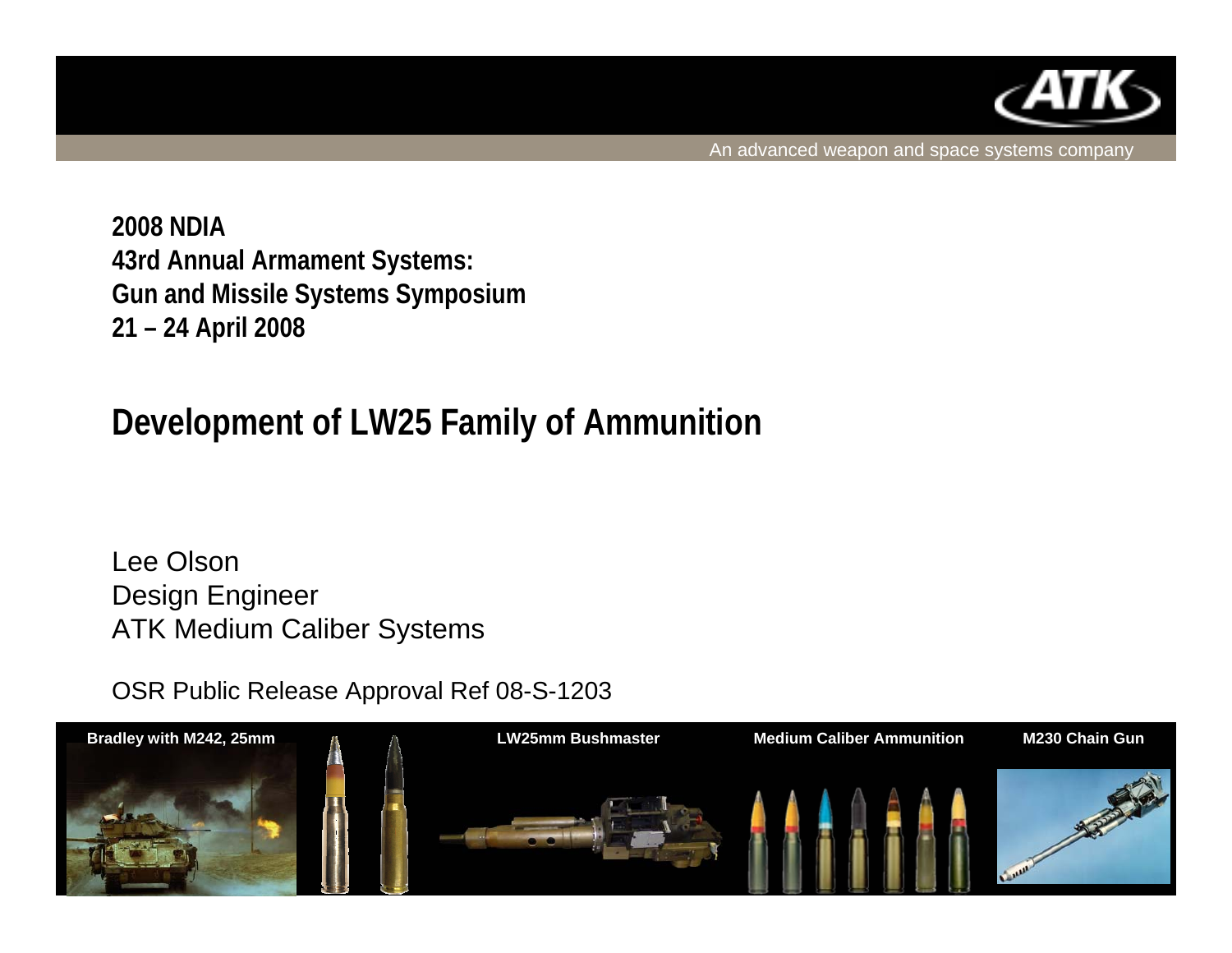An advanced weapon and space systems company

**2008 NDIA**
**43rd Annual Armament Systems:**
**Gun and Missile Systems Symposium**
**21 – 24 April 2008**

# Development of LW25 Family of Ammunition

Lee Olson
Design Engineer
ATK Medium Caliber Systems

OSR Public Release Approval Ref 08-S-1203

**Bradley with M242, 25mm** **LW25mm Bushmaster** **Medium Caliber Ammunition** **M230 Chain Gun**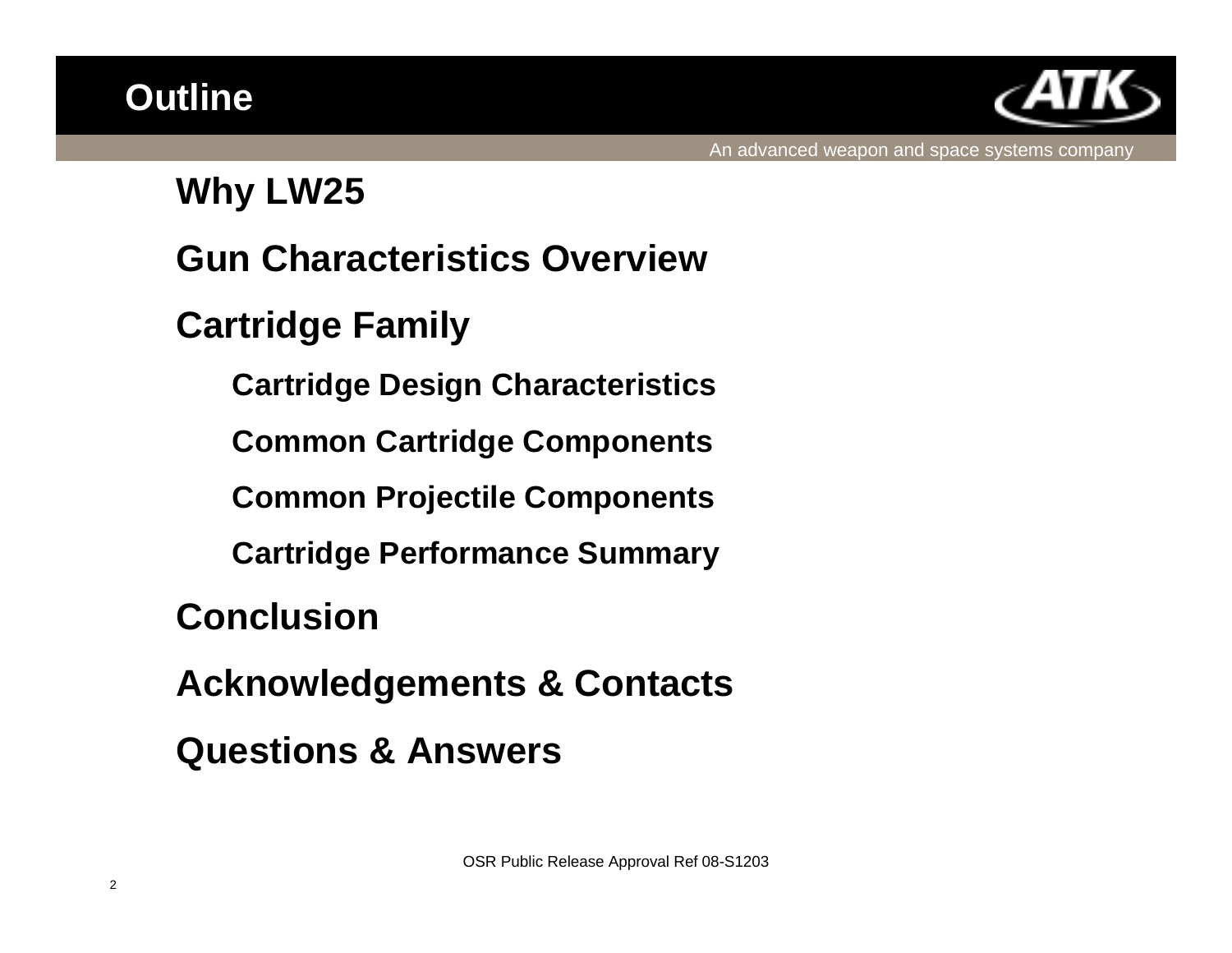# Outline

- **Why LW25**
- **Gun Characteristics Overview**
- **Cartridge Family**
  - **Cartridge Design Characteristics**
  - **Common Cartridge Components**
  - **Common Projectile Components**
  - **Cartridge Performance Summary**
- **Conclusion**
- **Acknowledgements & Contacts**
- **Questions & Answers**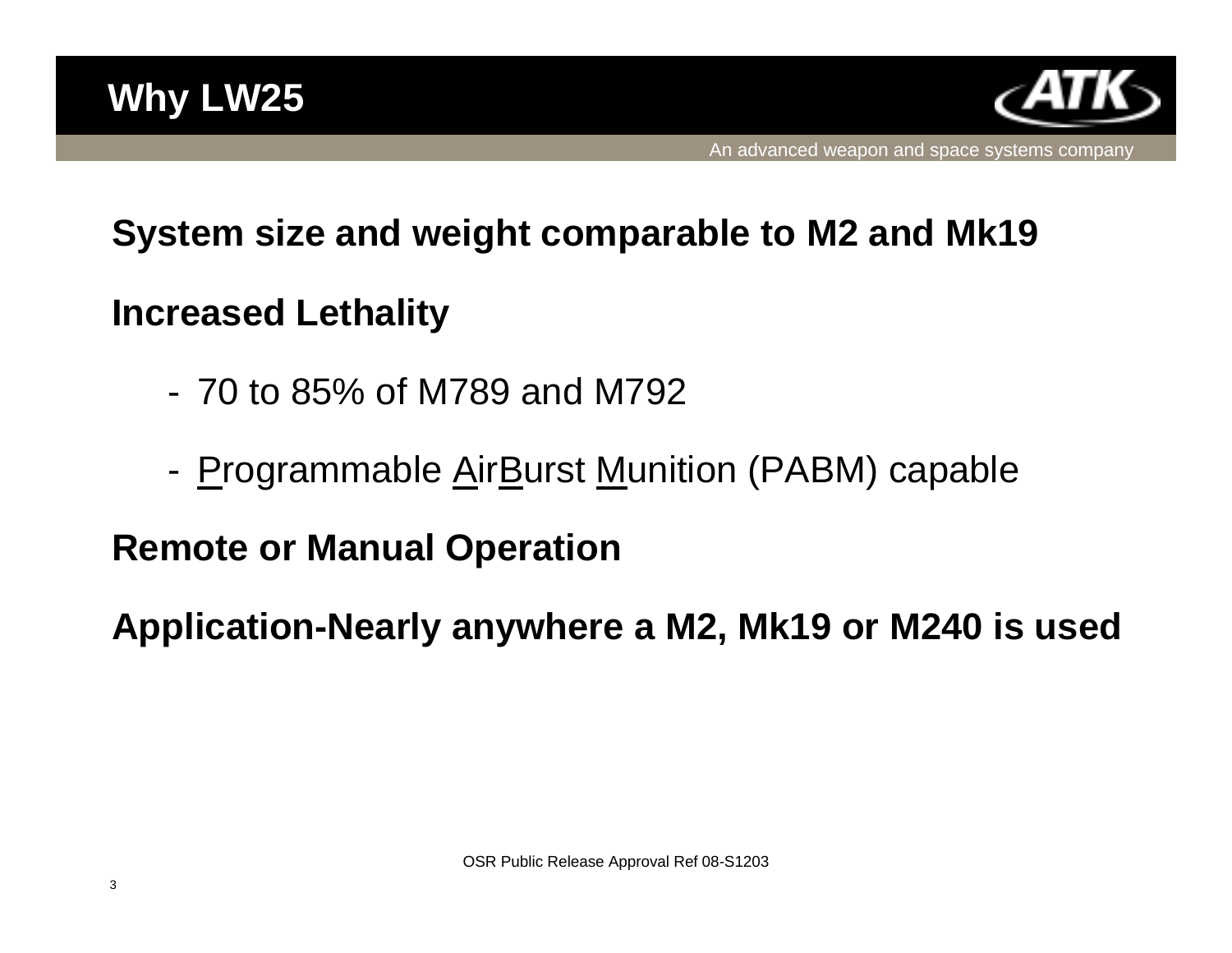# Why LW25

An advanced weapon and space systems company

**System size and weight comparable to M2 and Mk19**

**Increased Lethality**

- 70 to 85% of M789 and M792
- Programmable AirBurst Munition (PABM) capable

**Remote or Manual Operation**

**Application-Nearly anywhere a M2, Mk19 or M240 is used**

OSR Public Release Approval Ref 08-S1203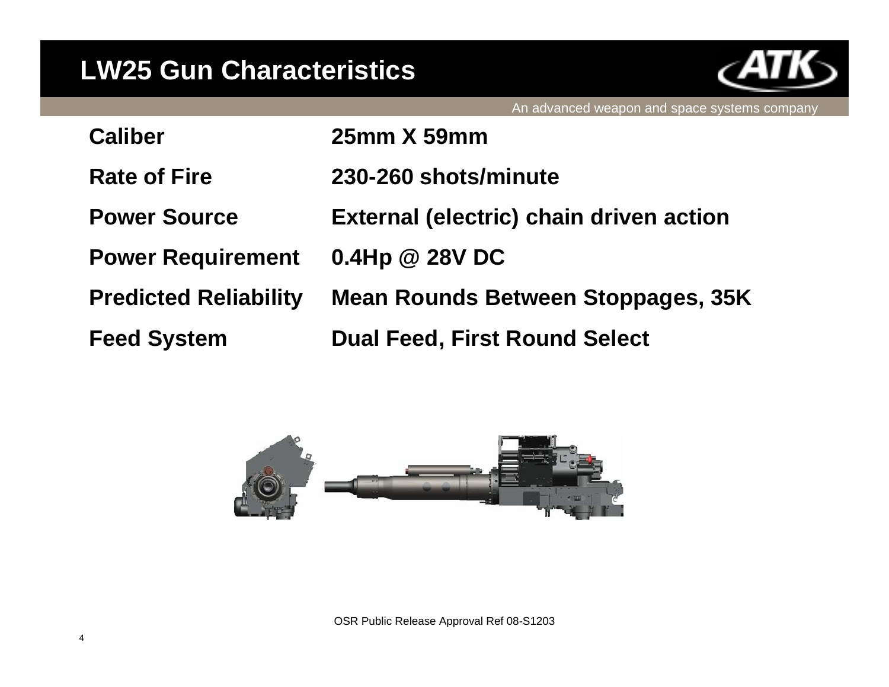# LW25 Gun Characteristics

An advanced weapon and space systems company

| | |
|---|---|
| **Caliber** | **25mm X 59mm** |
| **Rate of Fire** | **230-260 shots/minute** |
| **Power Source** | **External (electric) chain driven action** |
| **Power Requirement** | **0.4Hp @ 28V DC** |
| **Predicted Reliability** | **Mean Rounds Between Stoppages, 35K** |
| **Feed System** | **Dual Feed, First Round Select** |

OSR Public Release Approval Ref 08-S1203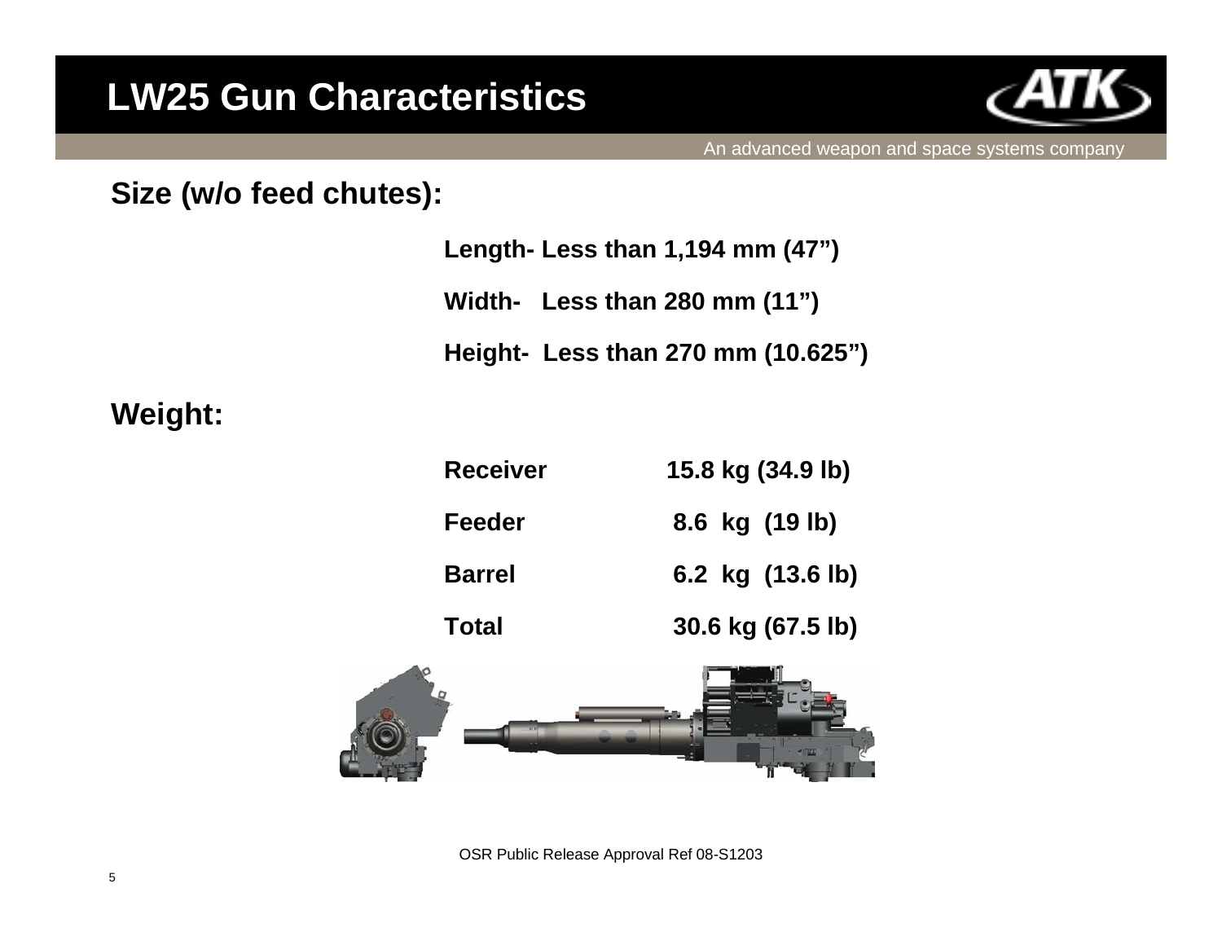# LW25 Gun Characteristics

An advanced weapon and space systems company

**Size (w/o feed chutes):**

**Length- Less than 1,194 mm (47")**

**Width- Less than 280 mm (11")**

**Height- Less than 270 mm (10.625")**

**Weight:**

| | |
|---|---|
| **Receiver** | **15.8 kg (34.9 lb)** |
| **Feeder** | **8.6 kg (19 lb)** |
| **Barrel** | **6.2 kg (13.6 lb)** |
| **Total** | **30.6 kg (67.5 lb)** |

OSR Public Release Approval Ref 08-S1203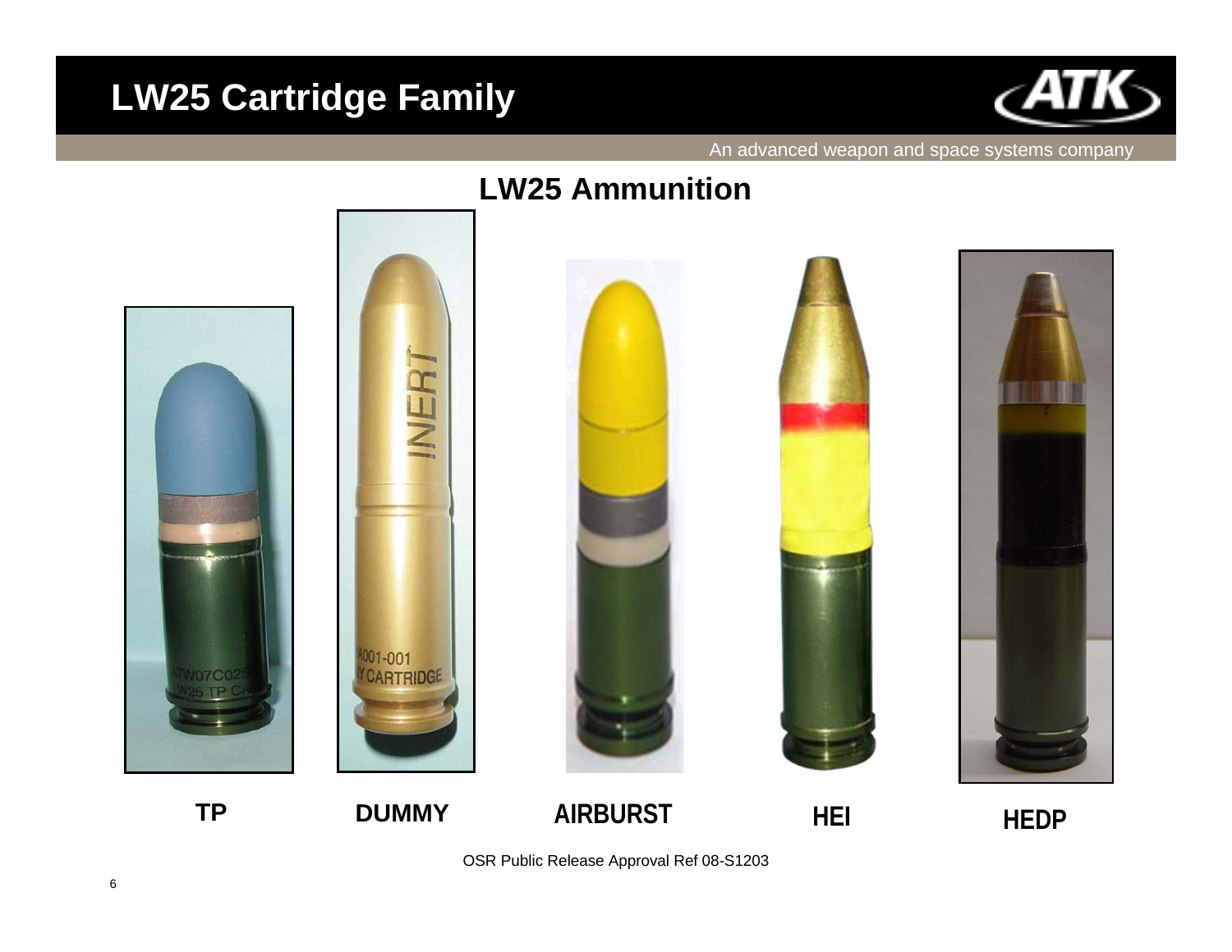# LW25 Cartridge Family

An advanced weapon and space systems company

## LW25 Ammunition

TP

DUMMY

AIRBURST

HEI

HEDP

OSR Public Release Approval Ref 08-S1203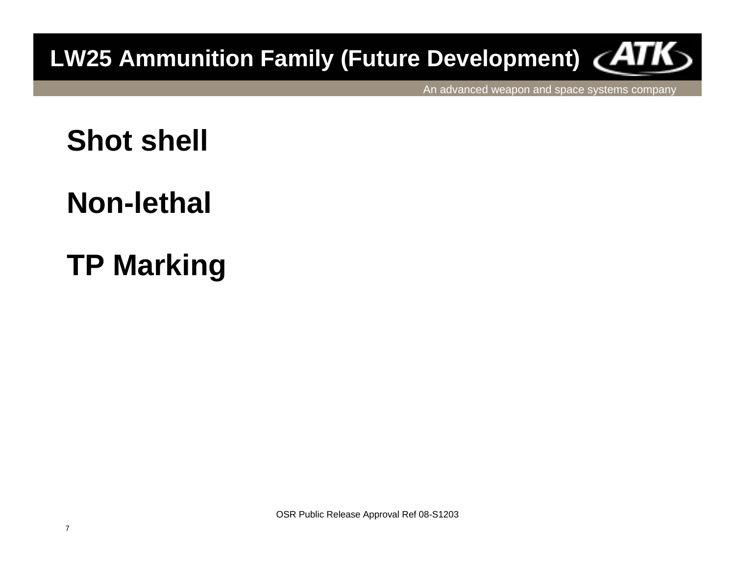# LW25 Ammunition Family (Future Development)

An advanced weapon and space systems company

**Shot shell**

**Non-lethal**

**TP Marking**

OSR Public Release Approval Ref 08-S1203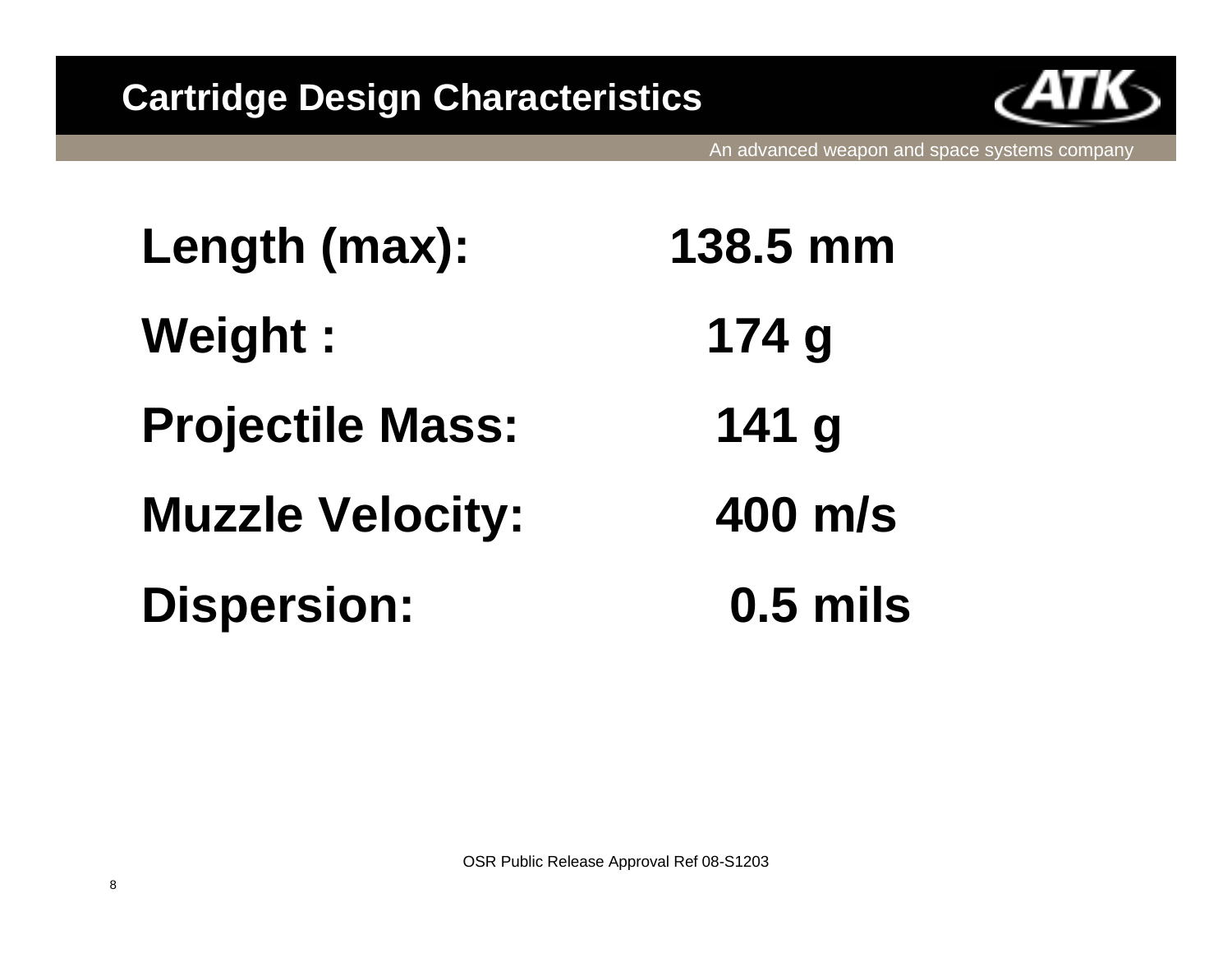## Cartridge Design Characteristics

An advanced weapon and space systems company

| | |
|---|---|
| **Length (max):** | **138.5 mm** |
| **Weight :** | **174 g** |
| **Projectile Mass:** | **141 g** |
| **Muzzle Velocity:** | **400 m/s** |
| **Dispersion:** | **0.5 mils** |

OSR Public Release Approval Ref 08-S1203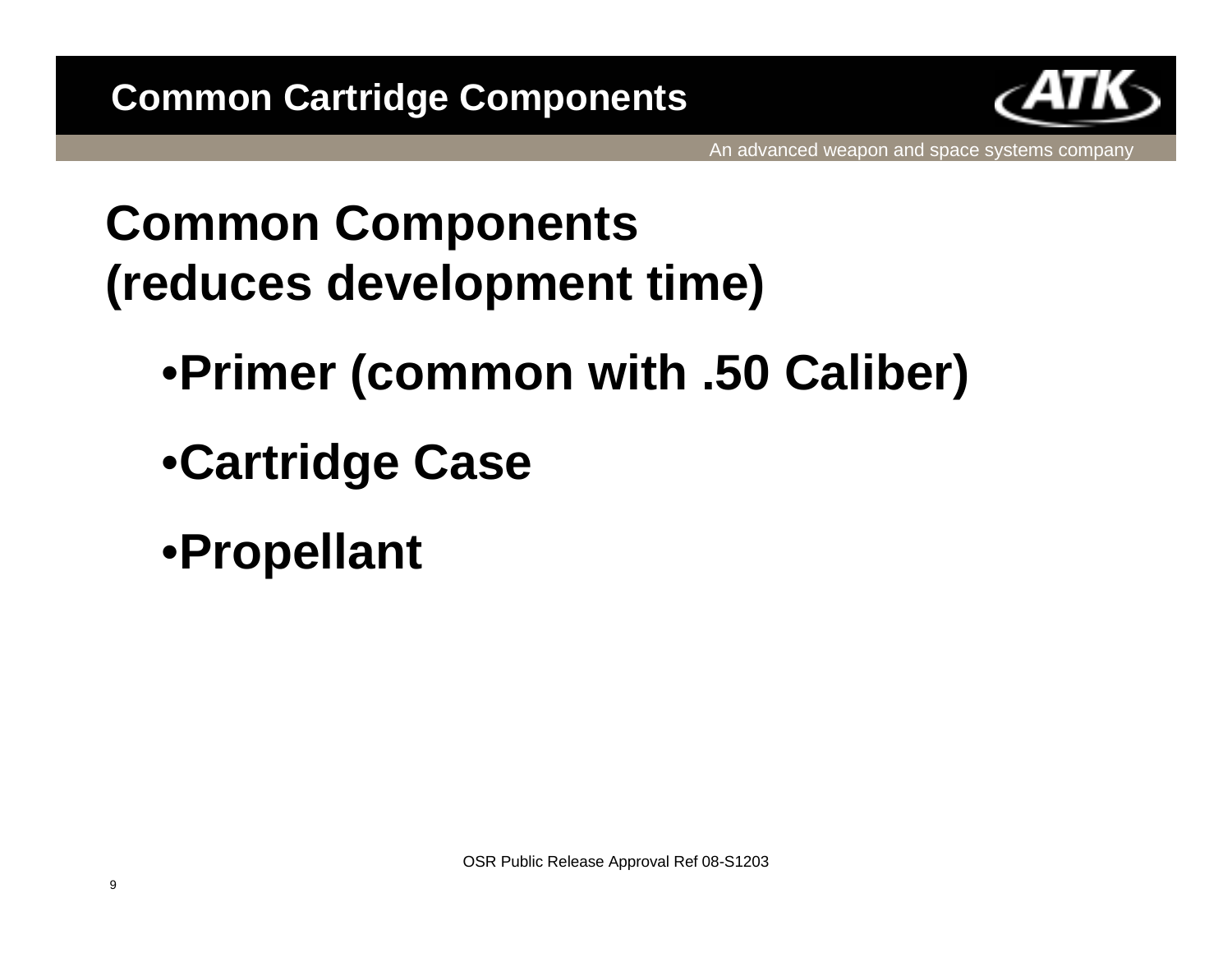# Common Cartridge Components

An advanced weapon and space systems company

## Common Components (reduces development time)

- Primer (common with .50 Caliber)
- Cartridge Case
- Propellant

OSR Public Release Approval Ref 08-S1203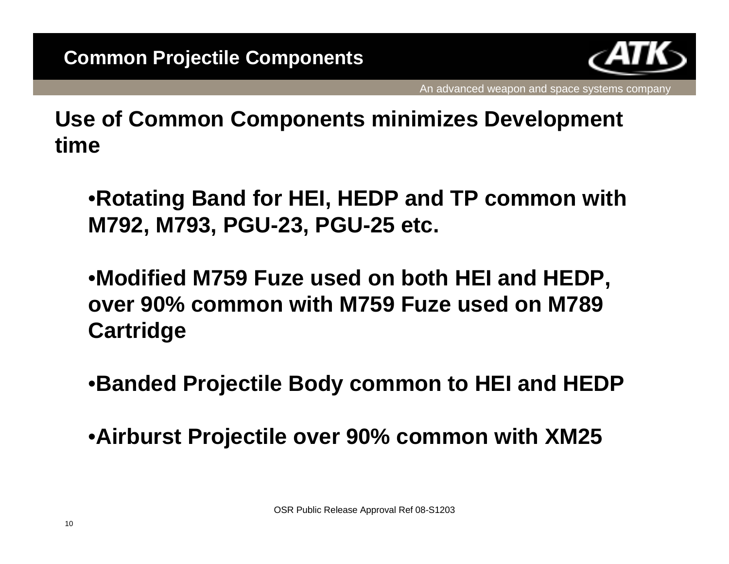# Common Projectile Components

## Use of Common Components minimizes Development time

- **Rotating Band for HEI, HEDP and TP common with M792, M793, PGU-23, PGU-25 etc.**
- **Modified M759 Fuze used on both HEI and HEDP, over 90% common with M759 Fuze used on M789 Cartridge**
- **Banded Projectile Body common to HEI and HEDP**
- **Airburst Projectile over 90% common with XM25**

OSR Public Release Approval Ref 08-S1203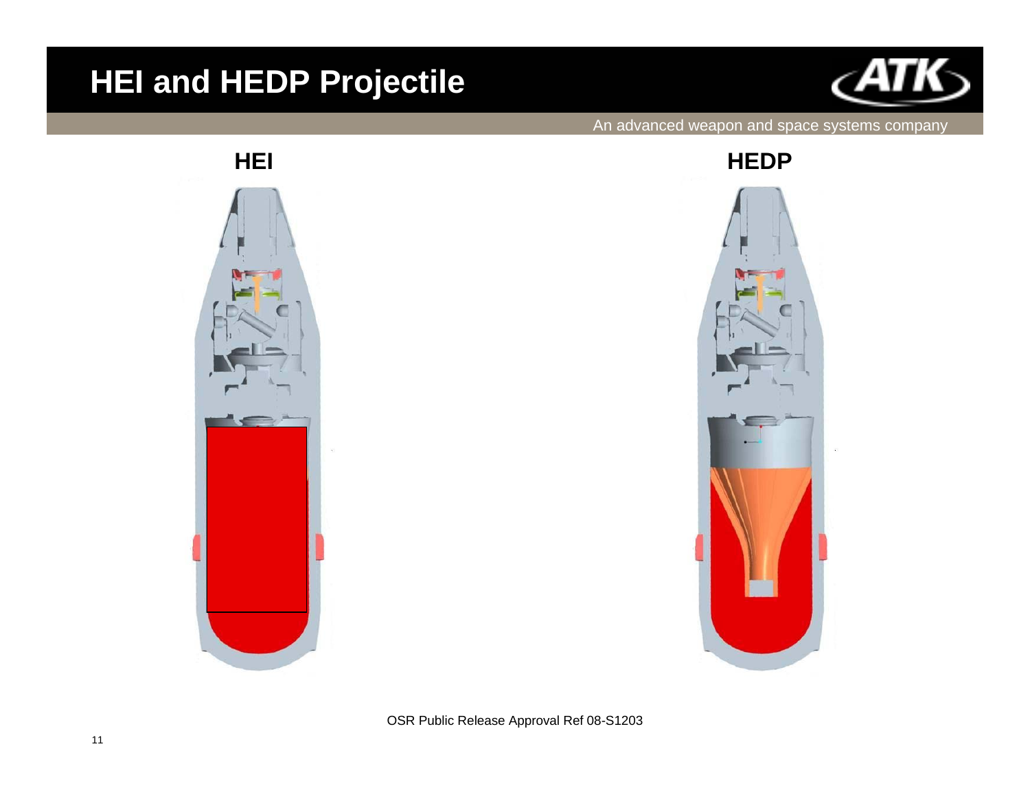# HEI and HEDP Projectile

An advanced weapon and space systems company

**HEI**

**HEDP**

OSR Public Release Approval Ref 08-S1203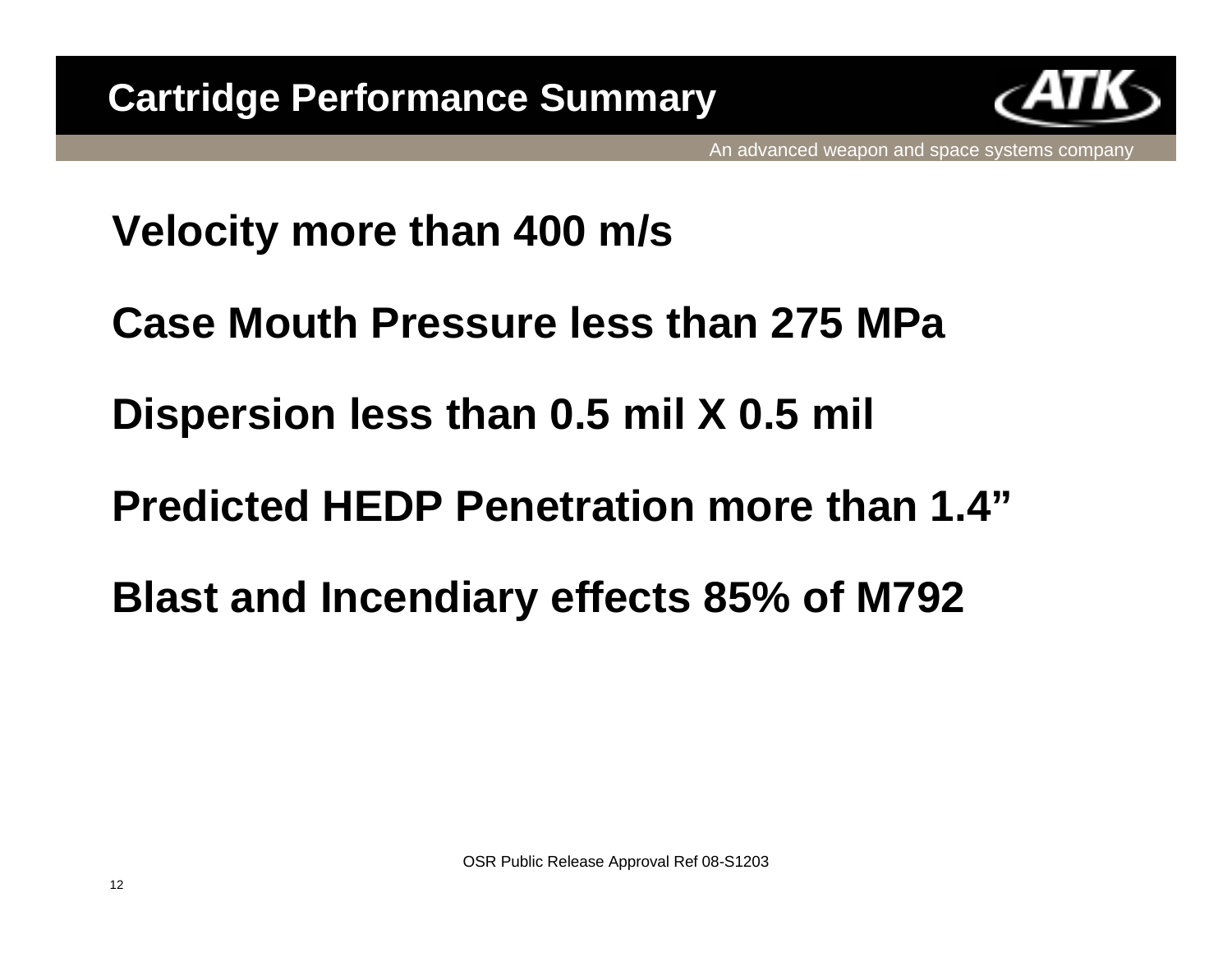# Cartridge Performance Summary

An advanced weapon and space systems company

**Velocity more than 400 m/s**

**Case Mouth Pressure less than 275 MPa**

**Dispersion less than 0.5 mil X 0.5 mil**

**Predicted HEDP Penetration more than 1.4"**

**Blast and Incendiary effects 85% of M792**

OSR Public Release Approval Ref 08-S1203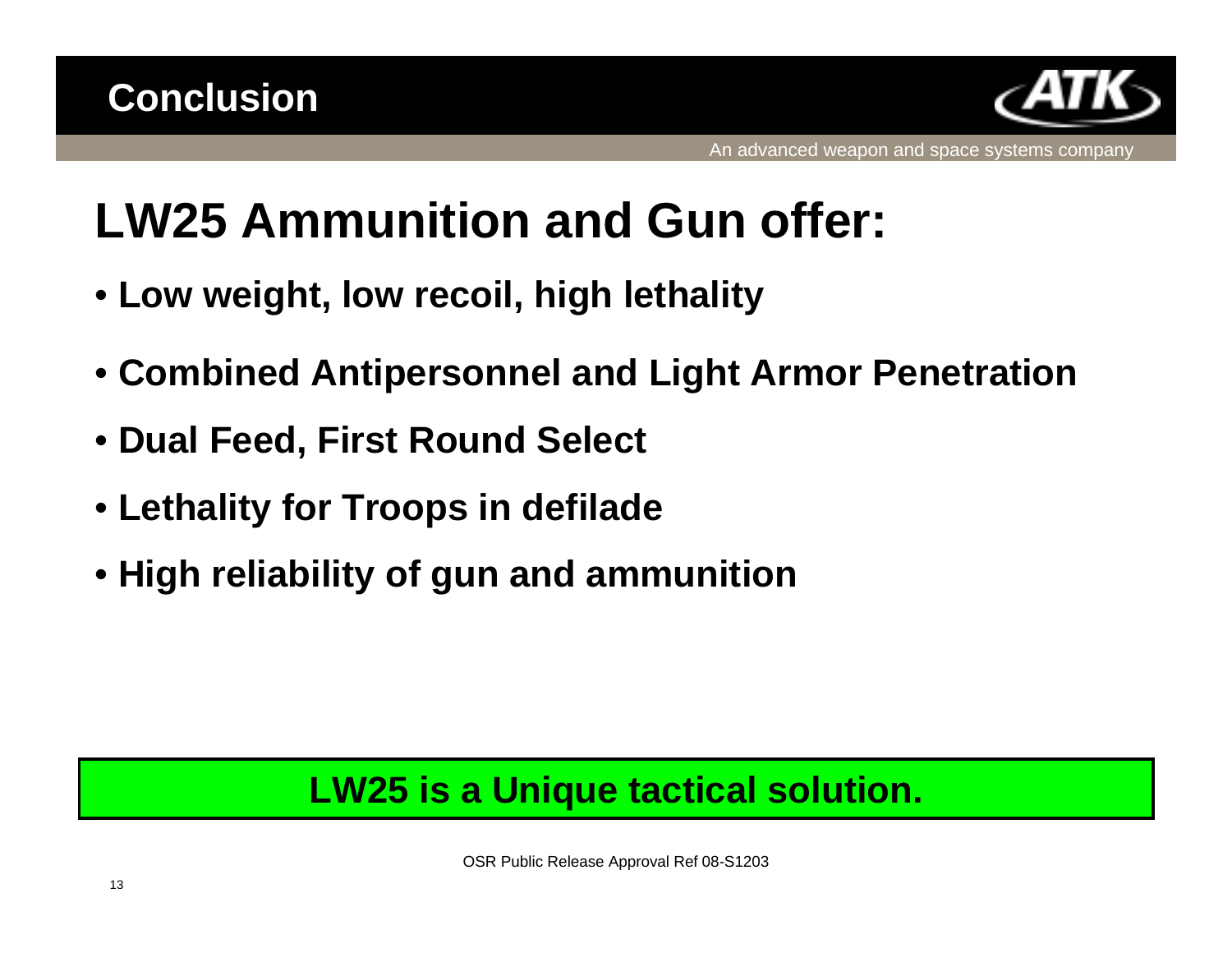## Conclusion

# LW25 Ammunition and Gun offer:

- **Low weight, low recoil, high lethality**
- **Combined Antipersonnel and Light Armor Penetration**
- **Dual Feed, First Round Select**
- **Lethality for Troops in defilade**
- **High reliability of gun and ammunition**

**LW25 is a Unique tactical solution.**

OSR Public Release Approval Ref 08-S1203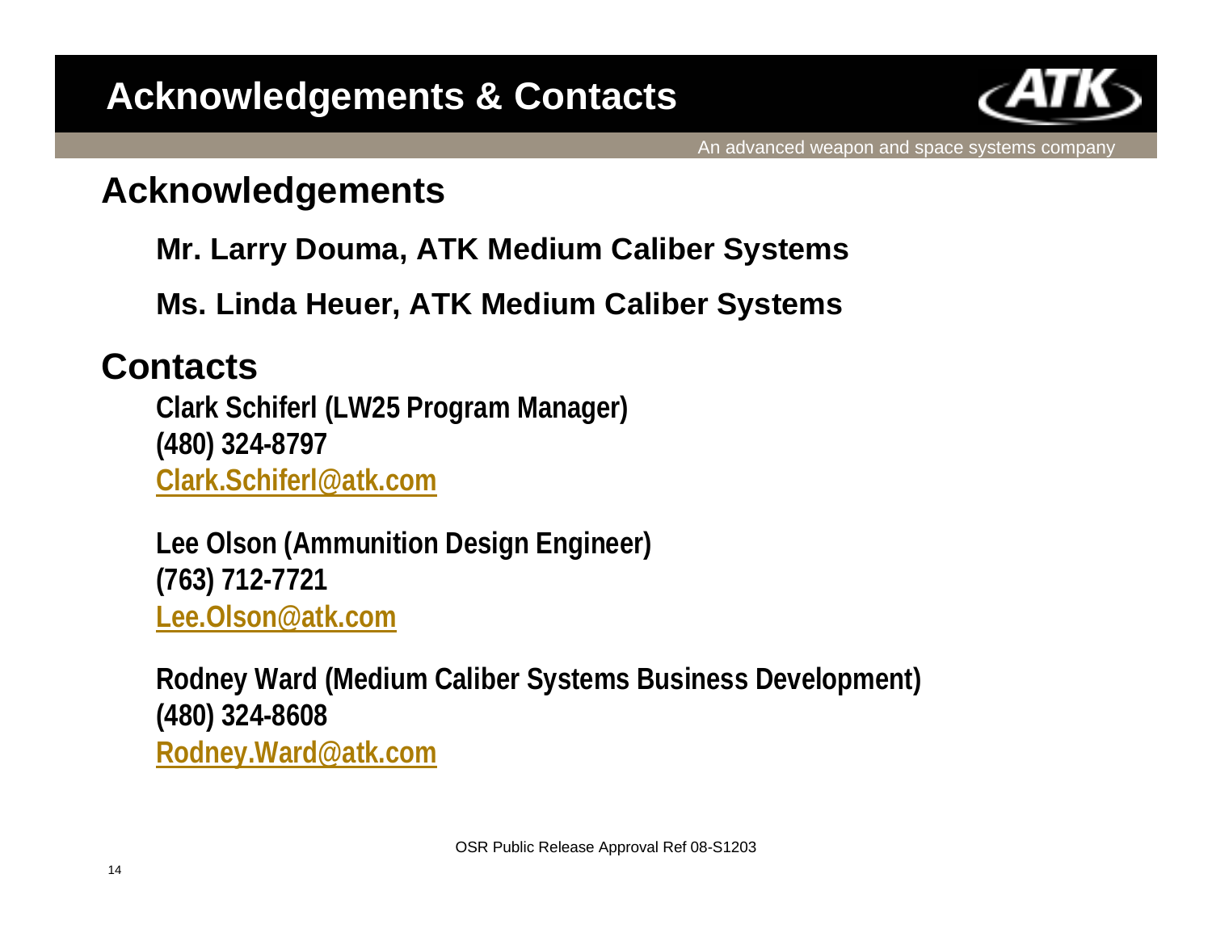# Acknowledgements & Contacts

An advanced weapon and space systems company

## Acknowledgements

**Mr. Larry Douma, ATK Medium Caliber Systems**

**Ms. Linda Heuer, ATK Medium Caliber Systems**

## Contacts

**Clark Schiferl (LW25 Program Manager)**
**(480) 324-8797**
**Clark.Schiferl@atk.com**

**Lee Olson (Ammunition Design Engineer)**
**(763) 712-7721**
**Lee.Olson@atk.com**

**Rodney Ward (Medium Caliber Systems Business Development)**
**(480) 324-8608**
**Rodney.Ward@atk.com**

OSR Public Release Approval Ref 08-S1203